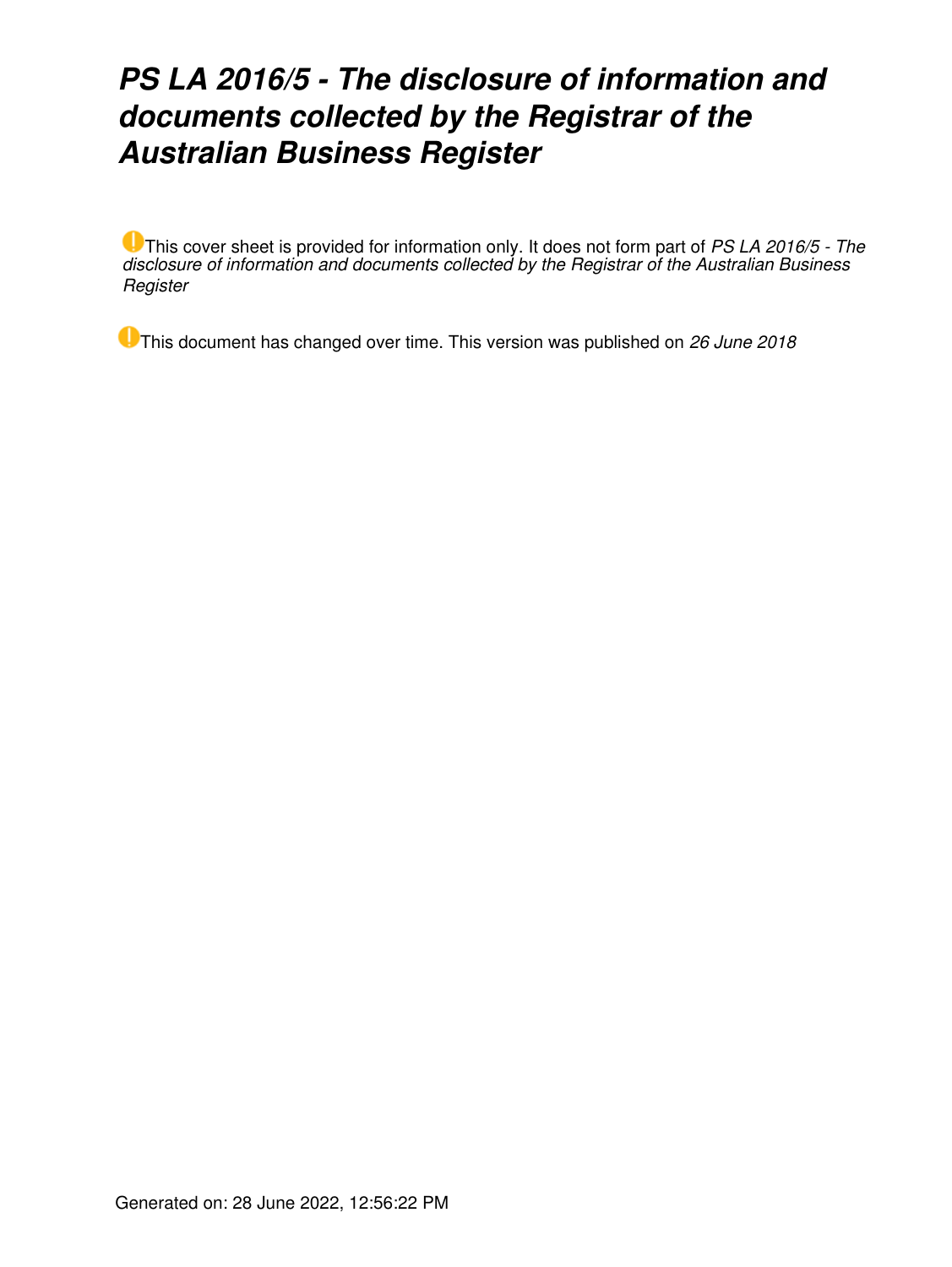# *PS LA 2016/5 - The disclosure of information and documents collected by the Registrar of the Australian Business Register*

This cover sheet is provided for information only. It does not form part of *PS LA 2016/5 - The disclosure of information and documents collected by the Registrar of the Australian Business Register*

This document has changed over time. This version was published on *26 June 2018*

Generated on: 28 June 2022, 12:56:22 PM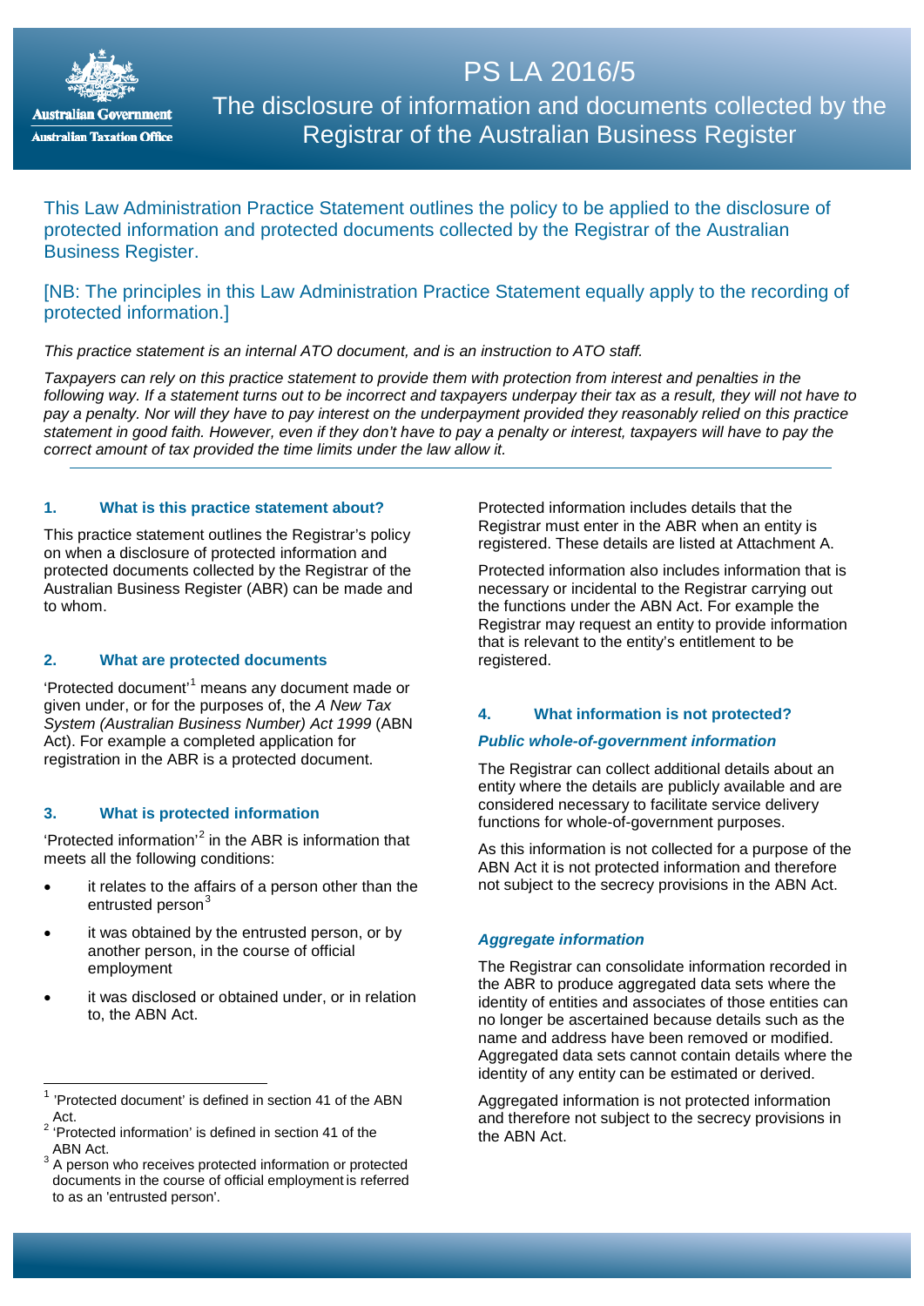# PS LA 2016/5

## The disclosure of information and documents collected by the Registrar of the Australian Business Register

This Law Administration Practice Statement outlines the policy to be applied to the disclosure of protected information and protected documents collected by the Registrar of the Australian Business Register.

[NB: The principles in this Law Administration Practice Statement equally apply to the recording of protected information.]

*This practice statement is an internal ATO document, and is an instruction to ATO staff.*

*Taxpayers can rely on this practice statement to provide them with protection from interest and penalties in the following way. If a statement turns out to be incorrect and taxpayers underpay their tax as a result, they will not have to pay a penalty. Nor will they have to pay interest on the underpayment provided they reasonably relied on this practice statement in good faith. However, even if they don't have to pay a penalty or interest, taxpayers will have to pay the correct amount of tax provided the time limits under the law allow it.*

---

### 1. What is this practice statement about?

This practice statement outlines the Registrar's policy on when a disclosure of protected information and protected documents collected by the Registrar of the Australian Business Register (ABR) can be made and to whom.

### 2. What are protected documents

'Protected document'[1] means any document made or given under, or for the purposes of, the *A New Tax System (Australian Business Number) Act 1999* (ABN Act). For example a completed application for registration in the ABR is a protected document.

### 3. What is protected information

'Protected information'[2] in the ABR is information that meets all the following conditions:

- it relates to the affairs of a person other than the entrusted person[3]
- it was obtained by the entrusted person, or by another person, in the course of official employment
- it was disclosed or obtained under, or in relation to, the ABN Act.

Protected information includes details that the Registrar must enter in the ABR when an entity is registered. These details are listed at Attachment A.

Protected information also includes information that is necessary or incidental to the Registrar carrying out the functions under the ABN Act. For example the Registrar may request an entity to provide information that is relevant to the entity's entitlement to be registered.

### 4. What information is not protected?

#### *Public whole-of-government information*

The Registrar can collect additional details about an entity where the details are publicly available and are considered necessary to facilitate service delivery functions for whole-of-government purposes.

As this information is not collected for a purpose of the ABN Act it is not protected information and therefore not subject to the secrecy provisions in the ABN Act.

#### *Aggregate information*

The Registrar can consolidate information recorded in the ABR to produce aggregated data sets where the identity of entities and associates of those entities can no longer be ascertained because details such as the name and address have been removed or modified. Aggregated data sets cannot contain details where the identity of any entity can be estimated or derived.

Aggregated information is not protected information and therefore not subject to the secrecy provisions in the ABN Act.

---

[1] 'Protected document' is defined in section 41 of the ABN Act.

[2] 'Protected information' is defined in section 41 of the ABN Act.

[3] A person who receives protected information or protected documents in the course of official employment is referred to as an 'entrusted person'.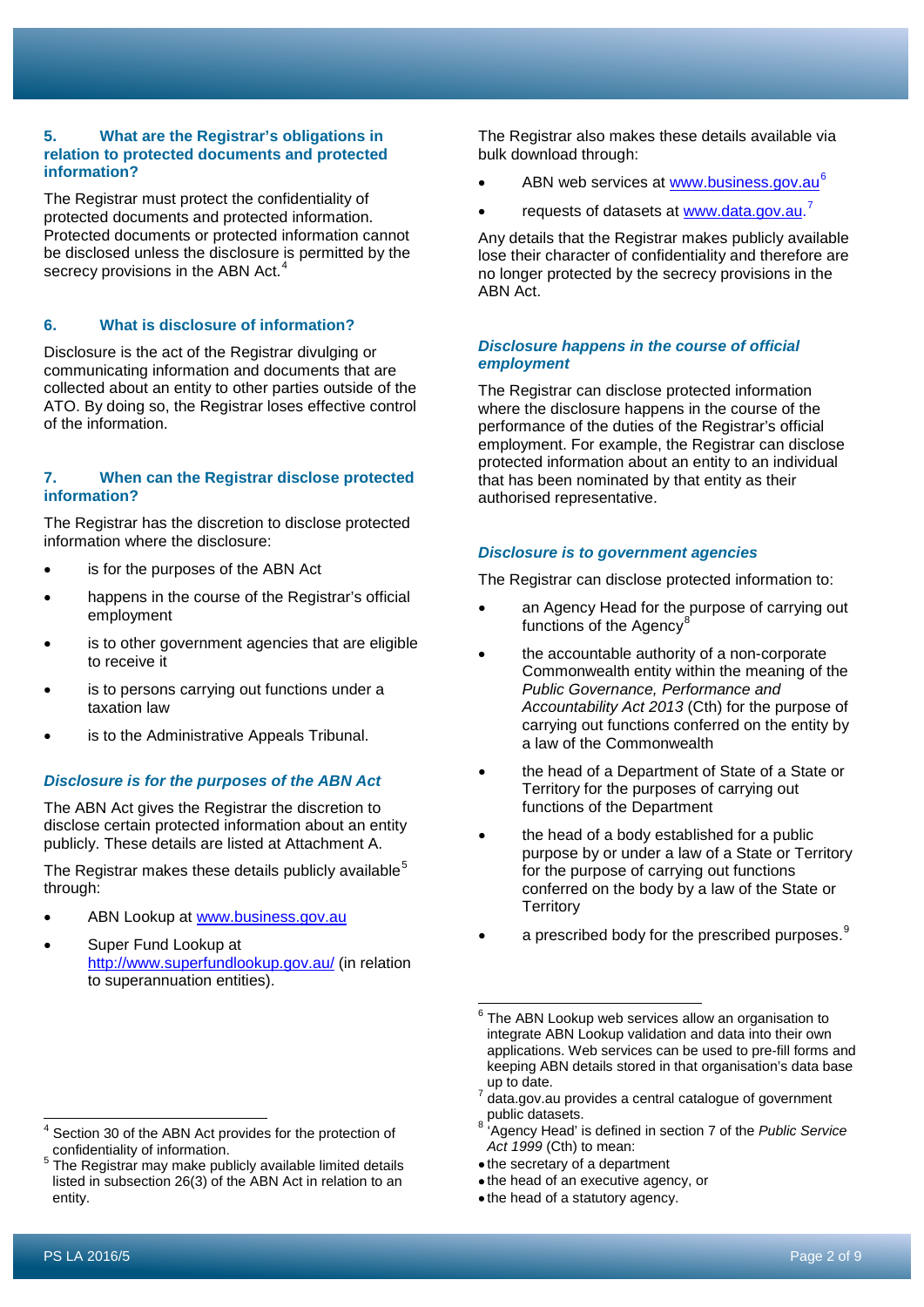## 5. What are the Registrar's obligations in relation to protected documents and protected information?

The Registrar must protect the confidentiality of protected documents and protected information. Protected documents or protected information cannot be disclosed unless the disclosure is permitted by the secrecy provisions in the ABN Act.[4]

## 6. What is disclosure of information?

Disclosure is the act of the Registrar divulging or communicating information and documents that are collected about an entity to other parties outside of the ATO. By doing so, the Registrar loses effective control of the information.

## 7. When can the Registrar disclose protected information?

The Registrar has the discretion to disclose protected information where the disclosure:

- is for the purposes of the ABN Act
- happens in the course of the Registrar's official employment
- is to other government agencies that are eligible to receive it
- is to persons carrying out functions under a taxation law
- is to the Administrative Appeals Tribunal.

### *Disclosure is for the purposes of the ABN Act*

The ABN Act gives the Registrar the discretion to disclose certain protected information about an entity publicly. These details are listed at Attachment A.

The Registrar makes these details publicly available[5] through:

- ABN Lookup at www.business.gov.au
- Super Fund Lookup at http://www.superfundlookup.gov.au/ (in relation to superannuation entities).

The Registrar also makes these details available via bulk download through:

- ABN web services at www.business.gov.au[6]
- requests of datasets at www.data.gov.au.[7]

Any details that the Registrar makes publicly available lose their character of confidentiality and therefore are no longer protected by the secrecy provisions in the ABN Act.

### *Disclosure happens in the course of official employment*

The Registrar can disclose protected information where the disclosure happens in the course of the performance of the duties of the Registrar's official employment. For example, the Registrar can disclose protected information about an entity to an individual that has been nominated by that entity as their authorised representative.

### *Disclosure is to government agencies*

The Registrar can disclose protected information to:

- an Agency Head for the purpose of carrying out functions of the Agency[8]
- the accountable authority of a non-corporate Commonwealth entity within the meaning of the *Public Governance, Performance and Accountability Act 2013* (Cth) for the purpose of carrying out functions conferred on the entity by a law of the Commonwealth
- the head of a Department of State of a State or Territory for the purposes of carrying out functions of the Department
- the head of a body established for a public purpose by or under a law of a State or Territory for the purpose of carrying out functions conferred on the body by a law of the State or Territory
- a prescribed body for the prescribed purposes.[9]

---

[4] Section 30 of the ABN Act provides for the protection of confidentiality of information.

[5] The Registrar may make publicly available limited details listed in subsection 26(3) of the ABN Act in relation to an entity.

[6] The ABN Lookup web services allow an organisation to integrate ABN Lookup validation and data into their own applications. Web services can be used to pre-fill forms and keeping ABN details stored in that organisation's data base up to date.

[7] data.gov.au provides a central catalogue of government public datasets.

[8] 'Agency Head' is defined in section 7 of the *Public Service Act 1999* (Cth) to mean:

- the secretary of a department
- the head of an executive agency, or
- the head of a statutory agency.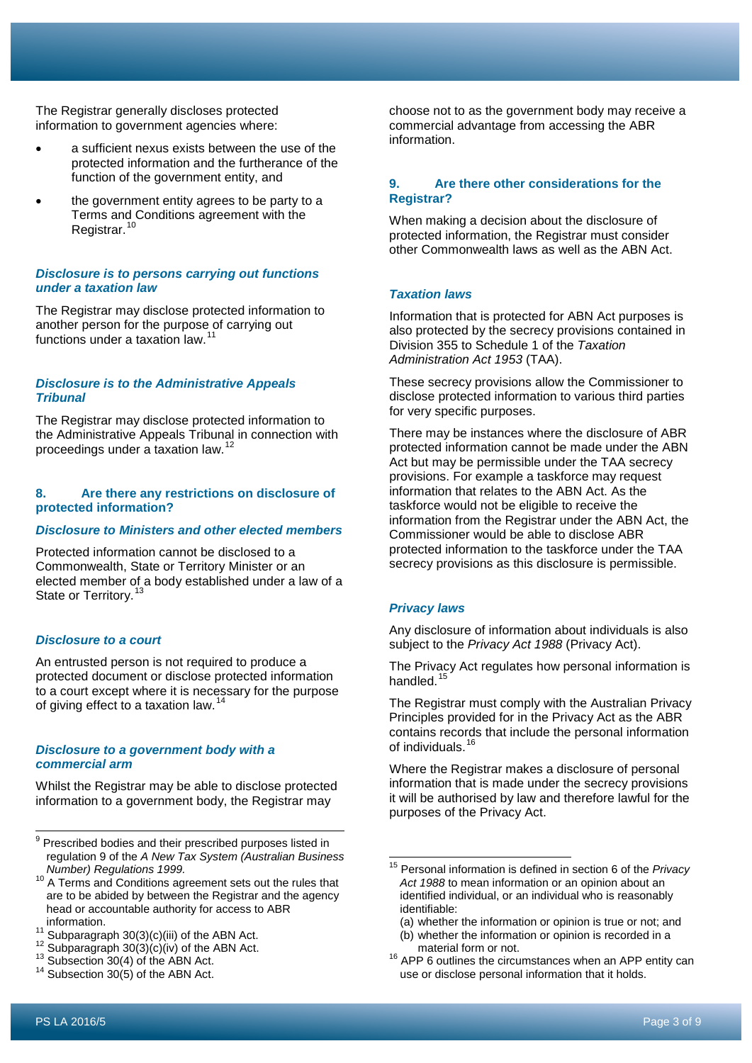The Registrar generally discloses protected information to government agencies where:

- a sufficient nexus exists between the use of the protected information and the furtherance of the function of the government entity, and
- the government entity agrees to be party to a Terms and Conditions agreement with the Registrar.[10]

### *Disclosure is to persons carrying out functions under a taxation law*

The Registrar may disclose protected information to another person for the purpose of carrying out functions under a taxation law.[11]

### *Disclosure is to the Administrative Appeals Tribunal*

The Registrar may disclose protected information to the Administrative Appeals Tribunal in connection with proceedings under a taxation law.[12]

## 8. Are there any restrictions on disclosure of protected information?

### *Disclosure to Ministers and other elected members*

Protected information cannot be disclosed to a Commonwealth, State or Territory Minister or an elected member of a body established under a law of a State or Territory.[13]

### *Disclosure to a court*

An entrusted person is not required to produce a protected document or disclose protected information to a court except where it is necessary for the purpose of giving effect to a taxation law.[14]

### *Disclosure to a government body with a commercial arm*

Whilst the Registrar may be able to disclose protected information to a government body, the Registrar may choose not to as the government body may receive a commercial advantage from accessing the ABR information.

## 9. Are there other considerations for the Registrar?

When making a decision about the disclosure of protected information, the Registrar must consider other Commonwealth laws as well as the ABN Act.

### *Taxation laws*

Information that is protected for ABN Act purposes is also protected by the secrecy provisions contained in Division 355 to Schedule 1 of the *Taxation Administration Act 1953* (TAA).

These secrecy provisions allow the Commissioner to disclose protected information to various third parties for very specific purposes.

There may be instances where the disclosure of ABR protected information cannot be made under the ABN Act but may be permissible under the TAA secrecy provisions. For example a taskforce may request information that relates to the ABN Act. As the taskforce would not be eligible to receive the information from the Registrar under the ABN Act, the Commissioner would be able to disclose ABR protected information to the taskforce under the TAA secrecy provisions as this disclosure is permissible.

### *Privacy laws*

Any disclosure of information about individuals is also subject to the *Privacy Act 1988* (Privacy Act).

The Privacy Act regulates how personal information is handled.[15]

The Registrar must comply with the Australian Privacy Principles provided for in the Privacy Act as the ABR contains records that include the personal information of individuals.[16]

Where the Registrar makes a disclosure of personal information that is made under the secrecy provisions it will be authorised by law and therefore lawful for the purposes of the Privacy Act.

---

[9] Prescribed bodies and their prescribed purposes listed in regulation 9 of the *A New Tax System (Australian Business Number) Regulations 1999.*

[10] A Terms and Conditions agreement sets out the rules that are to be abided by between the Registrar and the agency head or accountable authority for access to ABR information.

[11] Subparagraph 30(3)(c)(iii) of the ABN Act.

[12] Subparagraph 30(3)(c)(iv) of the ABN Act.

[13] Subsection 30(4) of the ABN Act.

[14] Subsection 30(5) of the ABN Act.

[15] Personal information is defined in section 6 of the *Privacy Act 1988* to mean information or an opinion about an identified individual, or an individual who is reasonably identifiable:
(a) whether the information or opinion is true or not; and
(b) whether the information or opinion is recorded in a material form or not.

[16] APP 6 outlines the circumstances when an APP entity can use or disclose personal information that it holds.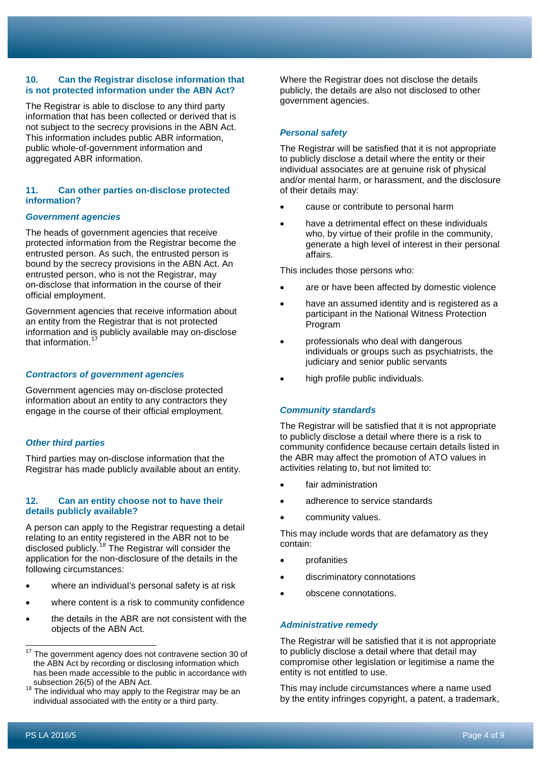### 10. Can the Registrar disclose information that is not protected information under the ABN Act?

The Registrar is able to disclose to any third party information that has been collected or derived that is not subject to the secrecy provisions in the ABN Act. This information includes public ABR information, public whole-of-government information and aggregated ABR information.

### 11. Can other parties on-disclose protected information?

#### *Government agencies*

The heads of government agencies that receive protected information from the Registrar become the entrusted person. As such, the entrusted person is bound by the secrecy provisions in the ABN Act. An entrusted person, who is not the Registrar, may on-disclose that information in the course of their official employment.

Government agencies that receive information about an entity from the Registrar that is not protected information and is publicly available may on-disclose that information.[17]

#### *Contractors of government agencies*

Government agencies may on-disclose protected information about an entity to any contractors they engage in the course of their official employment.

#### *Other third parties*

Third parties may on-disclose information that the Registrar has made publicly available about an entity.

### 12. Can an entity choose not to have their details publicly available?

A person can apply to the Registrar requesting a detail relating to an entity registered in the ABR not to be disclosed publicly.[18] The Registrar will consider the application for the non-disclosure of the details in the following circumstances:

- where an individual's personal safety is at risk
- where content is a risk to community confidence
- the details in the ABR are not consistent with the objects of the ABN Act.

Where the Registrar does not disclose the details publicly, the details are also not disclosed to other government agencies.

#### *Personal safety*

The Registrar will be satisfied that it is not appropriate to publicly disclose a detail where the entity or their individual associates are at genuine risk of physical and/or mental harm, or harassment, and the disclosure of their details may:

- cause or contribute to personal harm
- have a detrimental effect on these individuals who, by virtue of their profile in the community, generate a high level of interest in their personal affairs.

This includes those persons who:

- are or have been affected by domestic violence
- have an assumed identity and is registered as a participant in the National Witness Protection Program
- professionals who deal with dangerous individuals or groups such as psychiatrists, the judiciary and senior public servants
- high profile public individuals.

#### *Community standards*

The Registrar will be satisfied that it is not appropriate to publicly disclose a detail where there is a risk to community confidence because certain details listed in the ABR may affect the promotion of ATO values in activities relating to, but not limited to:

- fair administration
- adherence to service standards
- community values.

This may include words that are defamatory as they contain:

- profanities
- discriminatory connotations
- obscene connotations.

#### *Administrative remedy*

The Registrar will be satisfied that it is not appropriate to publicly disclose a detail where that detail may compromise other legislation or legitimise a name the entity is not entitled to use.

This may include circumstances where a name used by the entity infringes copyright, a patent, a trademark,

---

[17] The government agency does not contravene section 30 of the ABN Act by recording or disclosing information which has been made accessible to the public in accordance with subsection 26(5) of the ABN Act.

[18] The individual who may apply to the Registrar may be an individual associated with the entity or a third party.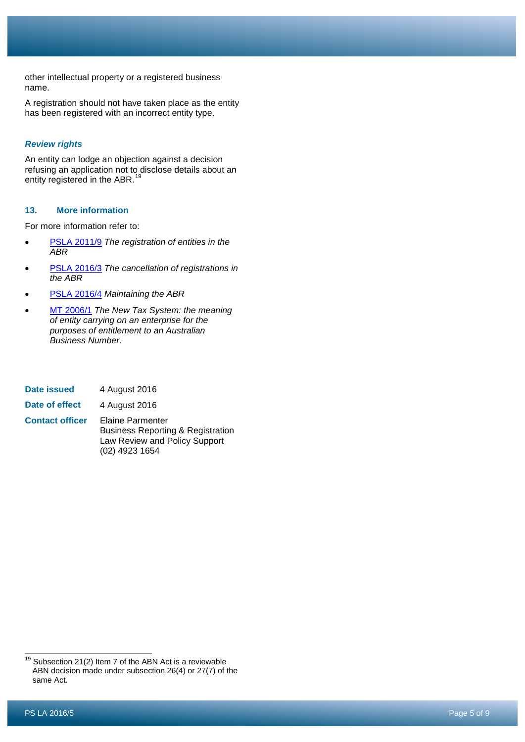other intellectual property or a registered business name.

A registration should not have taken place as the entity has been registered with an incorrect entity type.

### *Review rights*

An entity can lodge an objection against a decision refusing an application not to disclose details about an entity registered in the ABR.[19]

## 13. More information

For more information refer to:

- PSLA 2011/9 *The registration of entities in the ABR*
- PSLA 2016/3 *The cancellation of registrations in the ABR*
- PSLA 2016/4 *Maintaining the ABR*
- MT 2006/1 *The New Tax System: the meaning of entity carrying on an enterprise for the purposes of entitlement to an Australian Business Number.*

| | |
|---|---|
| **Date issued** | 4 August 2016 |
| **Date of effect** | 4 August 2016 |
| **Contact officer** | Elaine Parmenter<br>Business Reporting & Registration<br>Law Review and Policy Support<br>(02) 4923 1654 |

---

[19] Subsection 21(2) Item 7 of the ABN Act is a reviewable ABN decision made under subsection 26(4) or 27(7) of the same Act.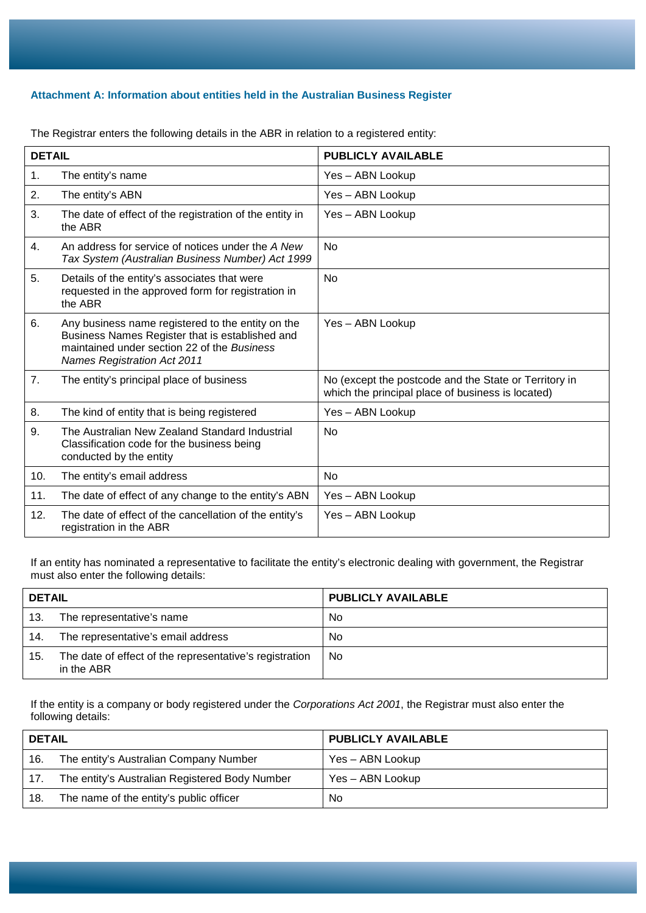### Attachment A: Information about entities held in the Australian Business Register

The Registrar enters the following details in the ABR in relation to a registered entity:

| DETAIL | | PUBLICLY AVAILABLE |
|---|---|---|
| 1. | The entity's name | Yes – ABN Lookup |
| 2. | The entity's ABN | Yes – ABN Lookup |
| 3. | The date of effect of the registration of the entity in the ABR | Yes – ABN Lookup |
| 4. | An address for service of notices under the *A New Tax System (Australian Business Number) Act 1999* | No |
| 5. | Details of the entity's associates that were requested in the approved form for registration in the ABR | No |
| 6. | Any business name registered to the entity on the Business Names Register that is established and maintained under section 22 of the *Business Names Registration Act 2011* | Yes – ABN Lookup |
| 7. | The entity's principal place of business | No (except the postcode and the State or Territory in which the principal place of business is located) |
| 8. | The kind of entity that is being registered | Yes – ABN Lookup |
| 9. | The Australian New Zealand Standard Industrial Classification code for the business being conducted by the entity | No |
| 10. | The entity's email address | No |
| 11. | The date of effect of any change to the entity's ABN | Yes – ABN Lookup |
| 12. | The date of effect of the cancellation of the entity's registration in the ABR | Yes – ABN Lookup |

If an entity has nominated a representative to facilitate the entity's electronic dealing with government, the Registrar must also enter the following details:

| DETAIL | | PUBLICLY AVAILABLE |
|---|---|---|
| 13. | The representative's name | No |
| 14. | The representative's email address | No |
| 15. | The date of effect of the representative's registration in the ABR | No |

If the entity is a company or body registered under the *Corporations Act 2001*, the Registrar must also enter the following details:

| DETAIL | | PUBLICLY AVAILABLE |
|---|---|---|
| 16. | The entity's Australian Company Number | Yes – ABN Lookup |
| 17. | The entity's Australian Registered Body Number | Yes – ABN Lookup |
| 18. | The name of the entity's public officer | No |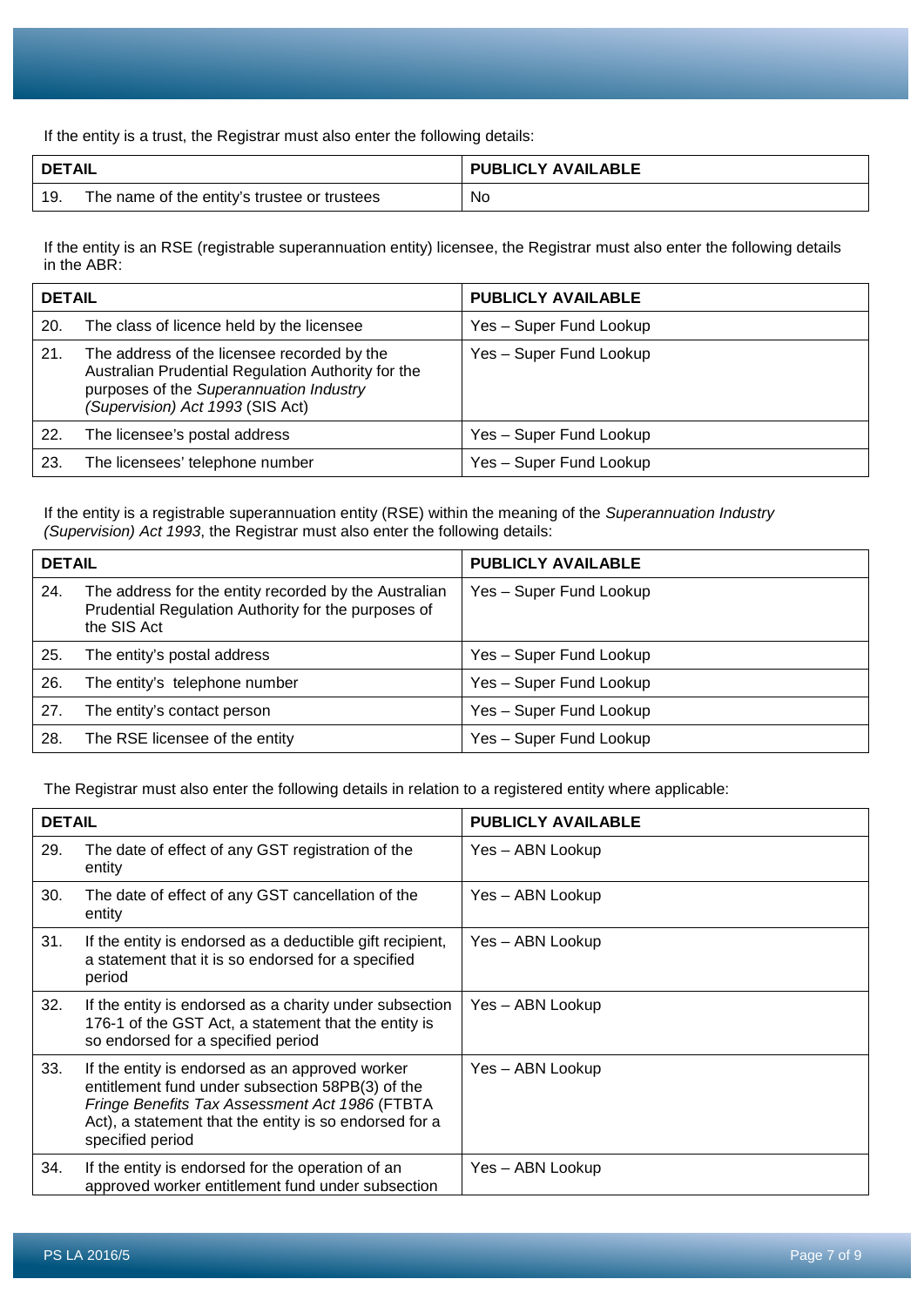If the entity is a trust, the Registrar must also enter the following details:

| DETAIL | | PUBLICLY AVAILABLE |
|---|---|---|
| 19. | The name of the entity's trustee or trustees | No |

If the entity is an RSE (registrable superannuation entity) licensee, the Registrar must also enter the following details in the ABR:

| DETAIL | | PUBLICLY AVAILABLE |
|---|---|---|
| 20. | The class of licence held by the licensee | Yes – Super Fund Lookup |
| 21. | The address of the licensee recorded by the Australian Prudential Regulation Authority for the purposes of the *Superannuation Industry (Supervision) Act 1993* (SIS Act) | Yes – Super Fund Lookup |
| 22. | The licensee's postal address | Yes – Super Fund Lookup |
| 23. | The licensees' telephone number | Yes – Super Fund Lookup |

If the entity is a registrable superannuation entity (RSE) within the meaning of the *Superannuation Industry (Supervision) Act 1993*, the Registrar must also enter the following details:

| DETAIL | | PUBLICLY AVAILABLE |
|---|---|---|
| 24. | The address for the entity recorded by the Australian Prudential Regulation Authority for the purposes of the SIS Act | Yes – Super Fund Lookup |
| 25. | The entity's postal address | Yes – Super Fund Lookup |
| 26. | The entity's telephone number | Yes – Super Fund Lookup |
| 27. | The entity's contact person | Yes – Super Fund Lookup |
| 28. | The RSE licensee of the entity | Yes – Super Fund Lookup |

The Registrar must also enter the following details in relation to a registered entity where applicable:

| DETAIL | | PUBLICLY AVAILABLE |
|---|---|---|
| 29. | The date of effect of any GST registration of the entity | Yes – ABN Lookup |
| 30. | The date of effect of any GST cancellation of the entity | Yes – ABN Lookup |
| 31. | If the entity is endorsed as a deductible gift recipient, a statement that it is so endorsed for a specified period | Yes – ABN Lookup |
| 32. | If the entity is endorsed as a charity under subsection 176-1 of the GST Act, a statement that the entity is so endorsed for a specified period | Yes – ABN Lookup |
| 33. | If the entity is endorsed as an approved worker entitlement fund under subsection 58PB(3) of the *Fringe Benefits Tax Assessment Act 1986* (FTBTA Act), a statement that the entity is so endorsed for a specified period | Yes – ABN Lookup |
| 34. | If the entity is endorsed for the operation of an approved worker entitlement fund under subsection | Yes – ABN Lookup |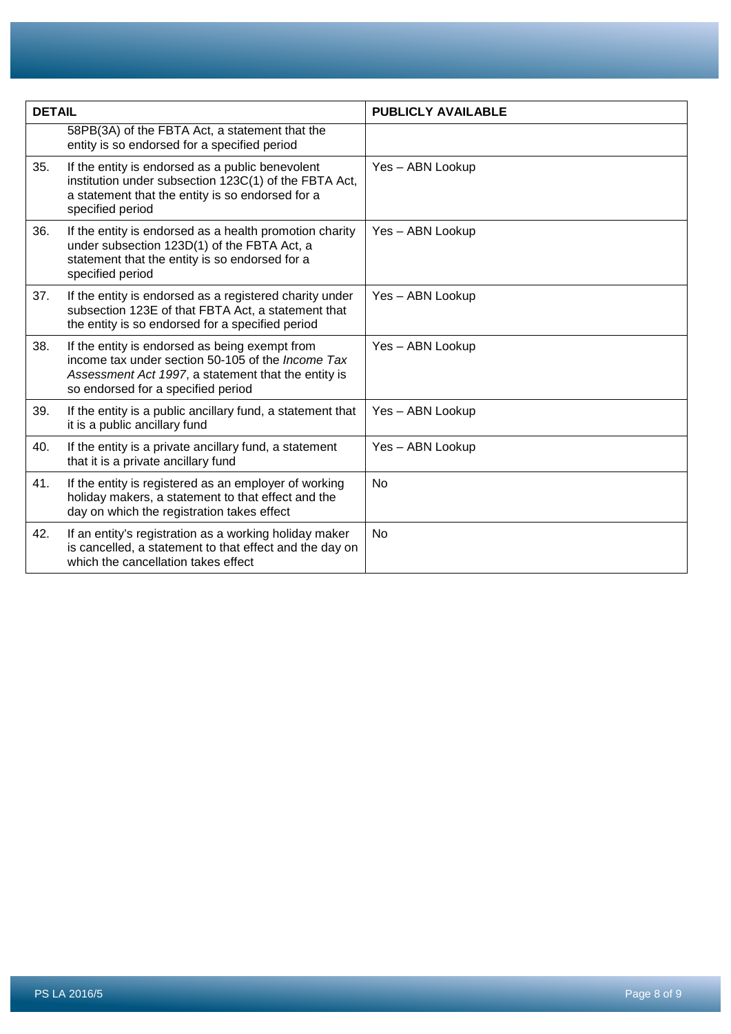| DETAIL | | PUBLICLY AVAILABLE |
|---|---|---|
| | 58PB(3A) of the FBTA Act, a statement that the entity is so endorsed for a specified period | |
| 35. | If the entity is endorsed as a public benevolent institution under subsection 123C(1) of the FBTA Act, a statement that the entity is so endorsed for a specified period | Yes – ABN Lookup |
| 36. | If the entity is endorsed as a health promotion charity under subsection 123D(1) of the FBTA Act, a statement that the entity is so endorsed for a specified period | Yes – ABN Lookup |
| 37. | If the entity is endorsed as a registered charity under subsection 123E of that FBTA Act, a statement that the entity is so endorsed for a specified period | Yes – ABN Lookup |
| 38. | If the entity is endorsed as being exempt from income tax under section 50-105 of the *Income Tax Assessment Act 1997*, a statement that the entity is so endorsed for a specified period | Yes – ABN Lookup |
| 39. | If the entity is a public ancillary fund, a statement that it is a public ancillary fund | Yes – ABN Lookup |
| 40. | If the entity is a private ancillary fund, a statement that it is a private ancillary fund | Yes – ABN Lookup |
| 41. | If the entity is registered as an employer of working holiday makers, a statement to that effect and the day on which the registration takes effect | No |
| 42. | If an entity's registration as a working holiday maker is cancelled, a statement to that effect and the day on which the cancellation takes effect | No |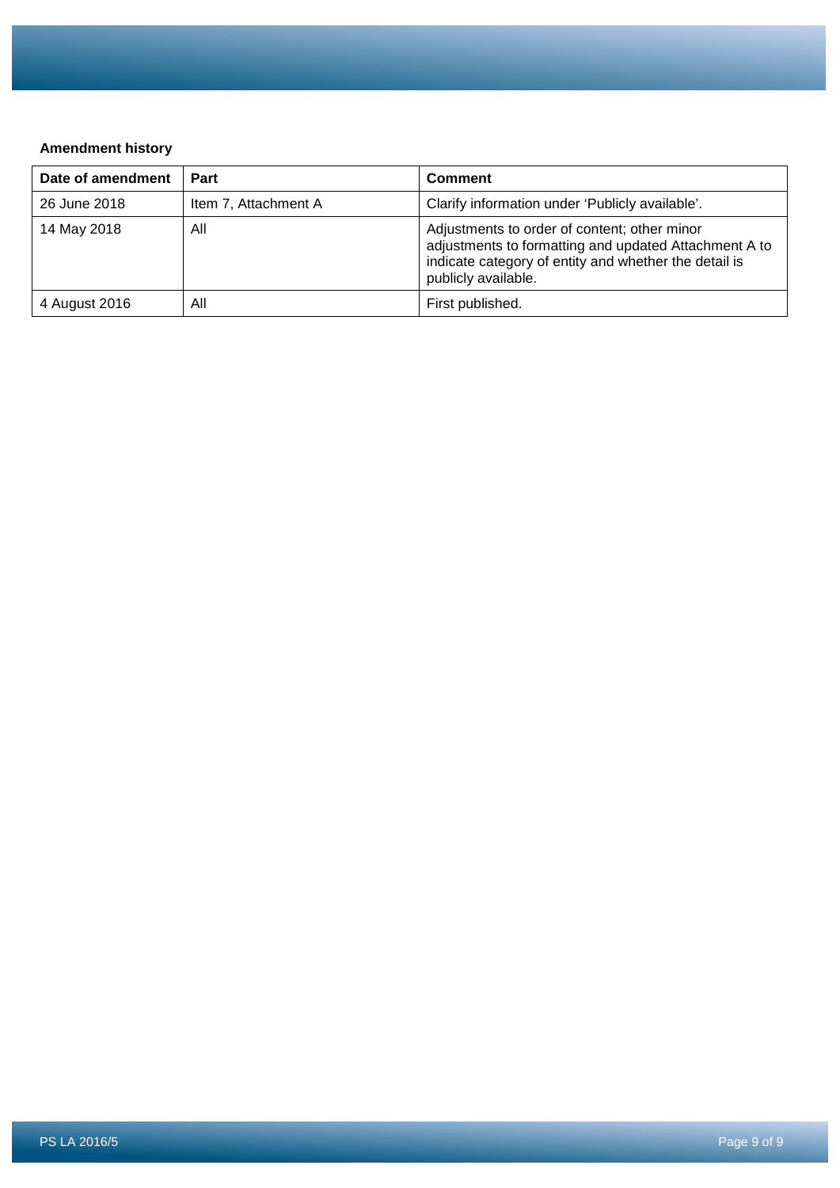**Amendment history**

| Date of amendment | Part | Comment |
|---|---|---|
| 26 June 2018 | Item 7, Attachment A | Clarify information under 'Publicly available'. |
| 14 May 2018 | All | Adjustments to order of content; other minor adjustments to formatting and updated Attachment A to indicate category of entity and whether the detail is publicly available. |
| 4 August 2016 | All | First published. |